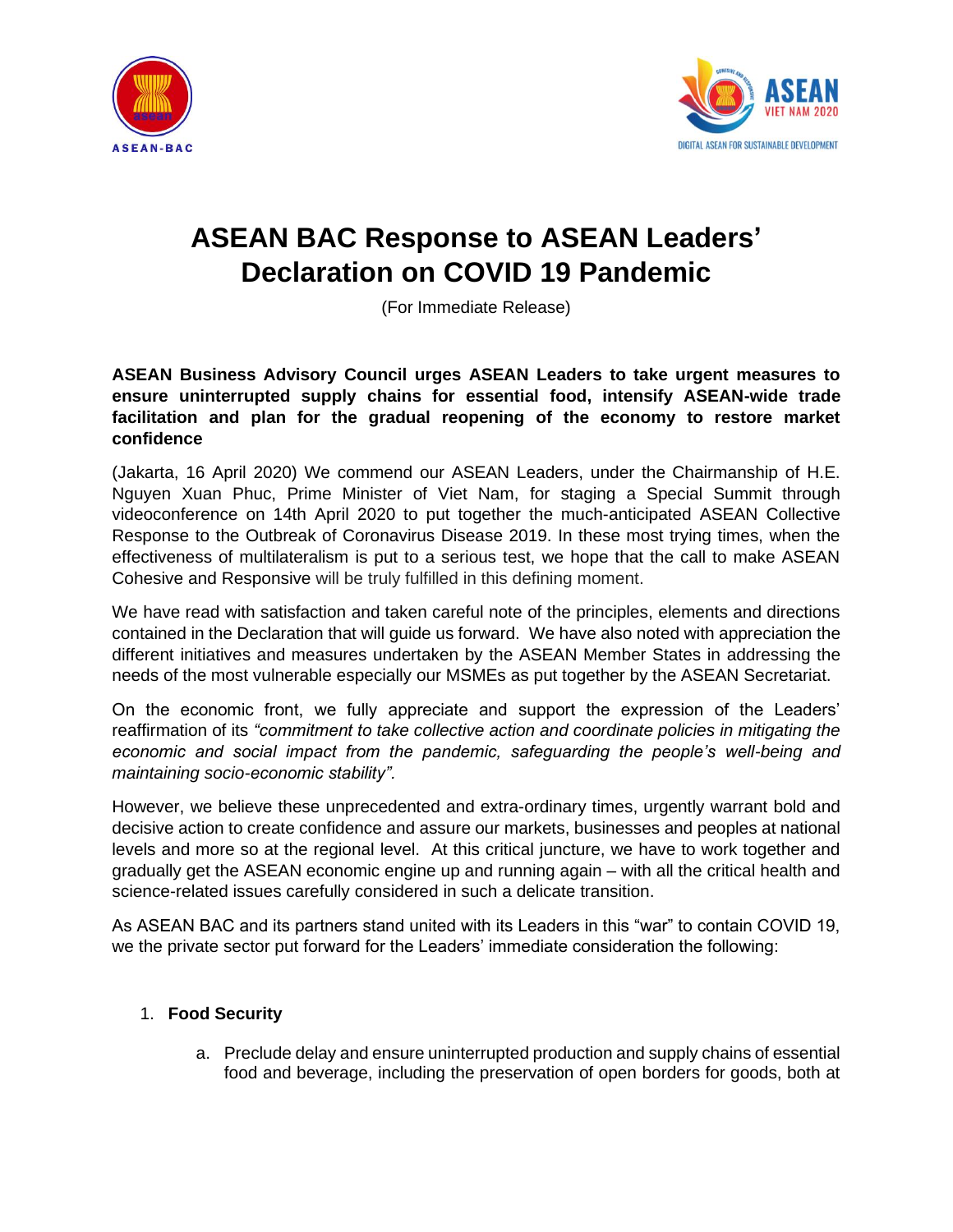# ASEAN BAC Response to ASEAN Leaders' Declaration on COVID 19 Pandemic

(For Immediate Release)

**ASEAN Business Advisory Council urges ASEAN Leaders to take urgent measures to ensure uninterrupted supply chains for essential food, intensify ASEAN-wide trade facilitation and plan for the gradual reopening of the economy to restore market confidence**

(Jakarta, 16 April 2020) We commend our ASEAN Leaders, under the Chairmanship of H.E. Nguyen Xuan Phuc, Prime Minister of Viet Nam, for staging a Special Summit through videoconference on 14th April 2020 to put together the much-anticipated ASEAN Collective Response to the Outbreak of Coronavirus Disease 2019. In these most trying times, when the effectiveness of multilateralism is put to a serious test, we hope that the call to make ASEAN Cohesive and Responsive will be truly fulfilled in this defining moment.

We have read with satisfaction and taken careful note of the principles, elements and directions contained in the Declaration that will guide us forward. We have also noted with appreciation the different initiatives and measures undertaken by the ASEAN Member States in addressing the needs of the most vulnerable especially our MSMEs as put together by the ASEAN Secretariat.

On the economic front, we fully appreciate and support the expression of the Leaders' reaffirmation of its *"commitment to take collective action and coordinate policies in mitigating the economic and social impact from the pandemic, safeguarding the people's well-being and maintaining socio-economic stability".*

However, we believe these unprecedented and extra-ordinary times, urgently warrant bold and decisive action to create confidence and assure our markets, businesses and peoples at national levels and more so at the regional level. At this critical juncture, we have to work together and gradually get the ASEAN economic engine up and running again – with all the critical health and science-related issues carefully considered in such a delicate transition.

As ASEAN BAC and its partners stand united with its Leaders in this "war" to contain COVID 19, we the private sector put forward for the Leaders' immediate consideration the following:

1. **Food Security**

   a. Preclude delay and ensure uninterrupted production and supply chains of essential food and beverage, including the preservation of open borders for goods, both at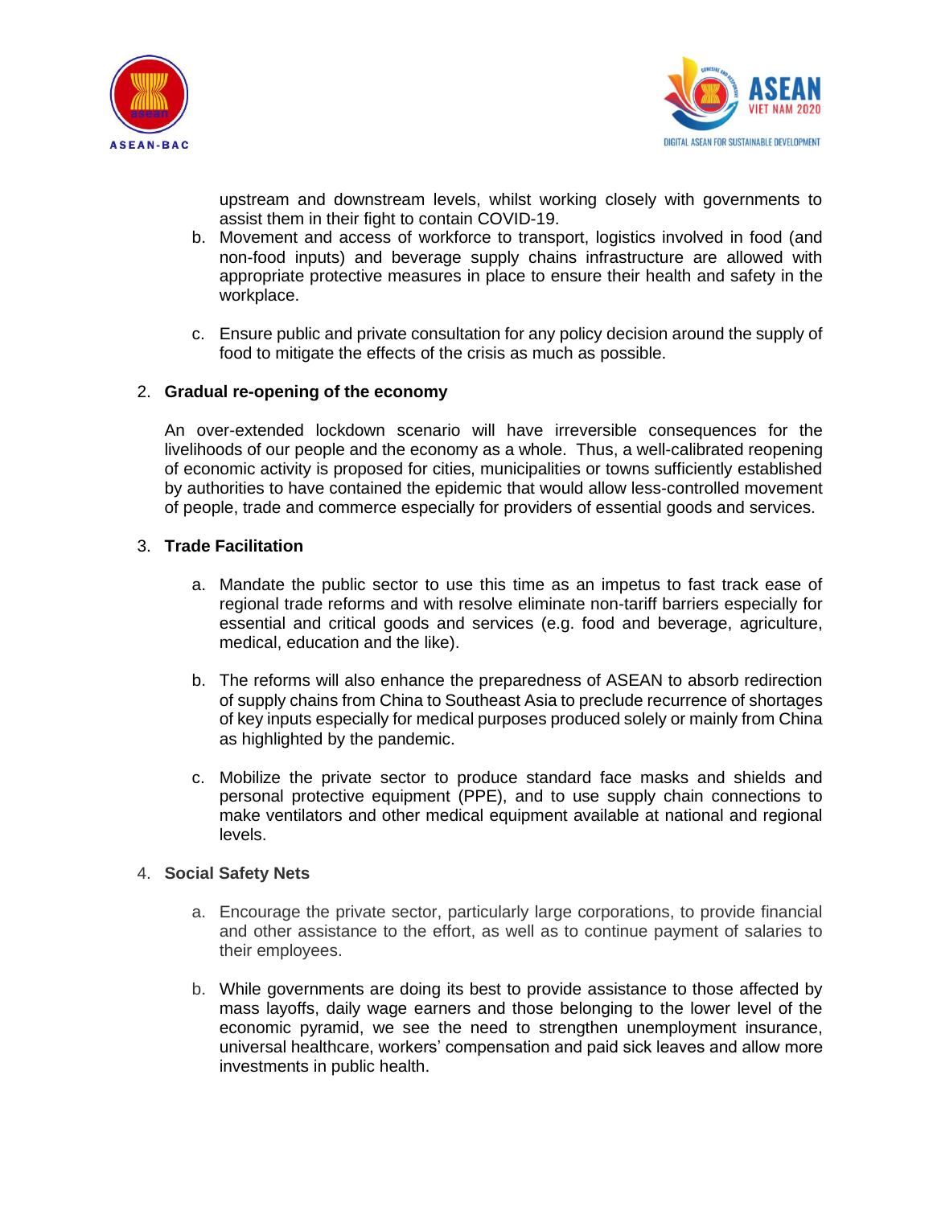upstream and downstream levels, whilst working closely with governments to assist them in their fight to contain COVID-19.

b. Movement and access of workforce to transport, logistics involved in food (and non-food inputs) and beverage supply chains infrastructure are allowed with appropriate protective measures in place to ensure their health and safety in the workplace.

c. Ensure public and private consultation for any policy decision around the supply of food to mitigate the effects of the crisis as much as possible.

2. **Gradual re-opening of the economy**

   An over-extended lockdown scenario will have irreversible consequences for the livelihoods of our people and the economy as a whole. Thus, a well-calibrated reopening of economic activity is proposed for cities, municipalities or towns sufficiently established by authorities to have contained the epidemic that would allow less-controlled movement of people, trade and commerce especially for providers of essential goods and services.

3. **Trade Facilitation**

   a. Mandate the public sector to use this time as an impetus to fast track ease of regional trade reforms and with resolve eliminate non-tariff barriers especially for essential and critical goods and services (e.g. food and beverage, agriculture, medical, education and the like).

   b. The reforms will also enhance the preparedness of ASEAN to absorb redirection of supply chains from China to Southeast Asia to preclude recurrence of shortages of key inputs especially for medical purposes produced solely or mainly from China as highlighted by the pandemic.

   c. Mobilize the private sector to produce standard face masks and shields and personal protective equipment (PPE), and to use supply chain connections to make ventilators and other medical equipment available at national and regional levels.

4. **Social Safety Nets**

   a. Encourage the private sector, particularly large corporations, to provide financial and other assistance to the effort, as well as to continue payment of salaries to their employees.

   b. While governments are doing its best to provide assistance to those affected by mass layoffs, daily wage earners and those belonging to the lower level of the economic pyramid, we see the need to strengthen unemployment insurance, universal healthcare, workers' compensation and paid sick leaves and allow more investments in public health.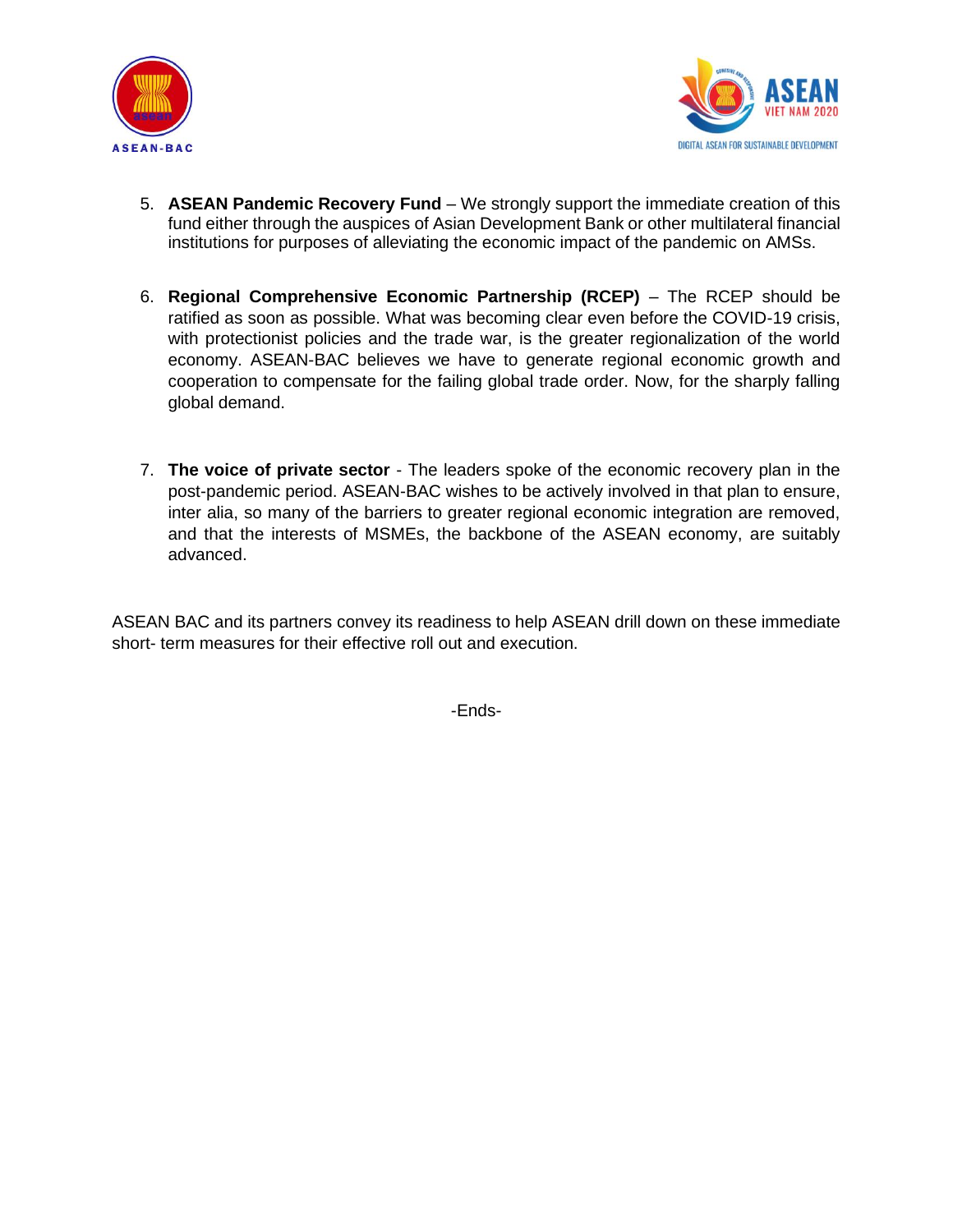5. **ASEAN Pandemic Recovery Fund** – We strongly support the immediate creation of this fund either through the auspices of Asian Development Bank or other multilateral financial institutions for purposes of alleviating the economic impact of the pandemic on AMSs.

6. **Regional Comprehensive Economic Partnership (RCEP)** – The RCEP should be ratified as soon as possible. What was becoming clear even before the COVID-19 crisis, with protectionist policies and the trade war, is the greater regionalization of the world economy. ASEAN-BAC believes we have to generate regional economic growth and cooperation to compensate for the failing global trade order. Now, for the sharply falling global demand.

7. **The voice of private sector** - The leaders spoke of the economic recovery plan in the post-pandemic period. ASEAN-BAC wishes to be actively involved in that plan to ensure, inter alia, so many of the barriers to greater regional economic integration are removed, and that the interests of MSMEs, the backbone of the ASEAN economy, are suitably advanced.

ASEAN BAC and its partners convey its readiness to help ASEAN drill down on these immediate short- term measures for their effective roll out and execution.

-Ends-